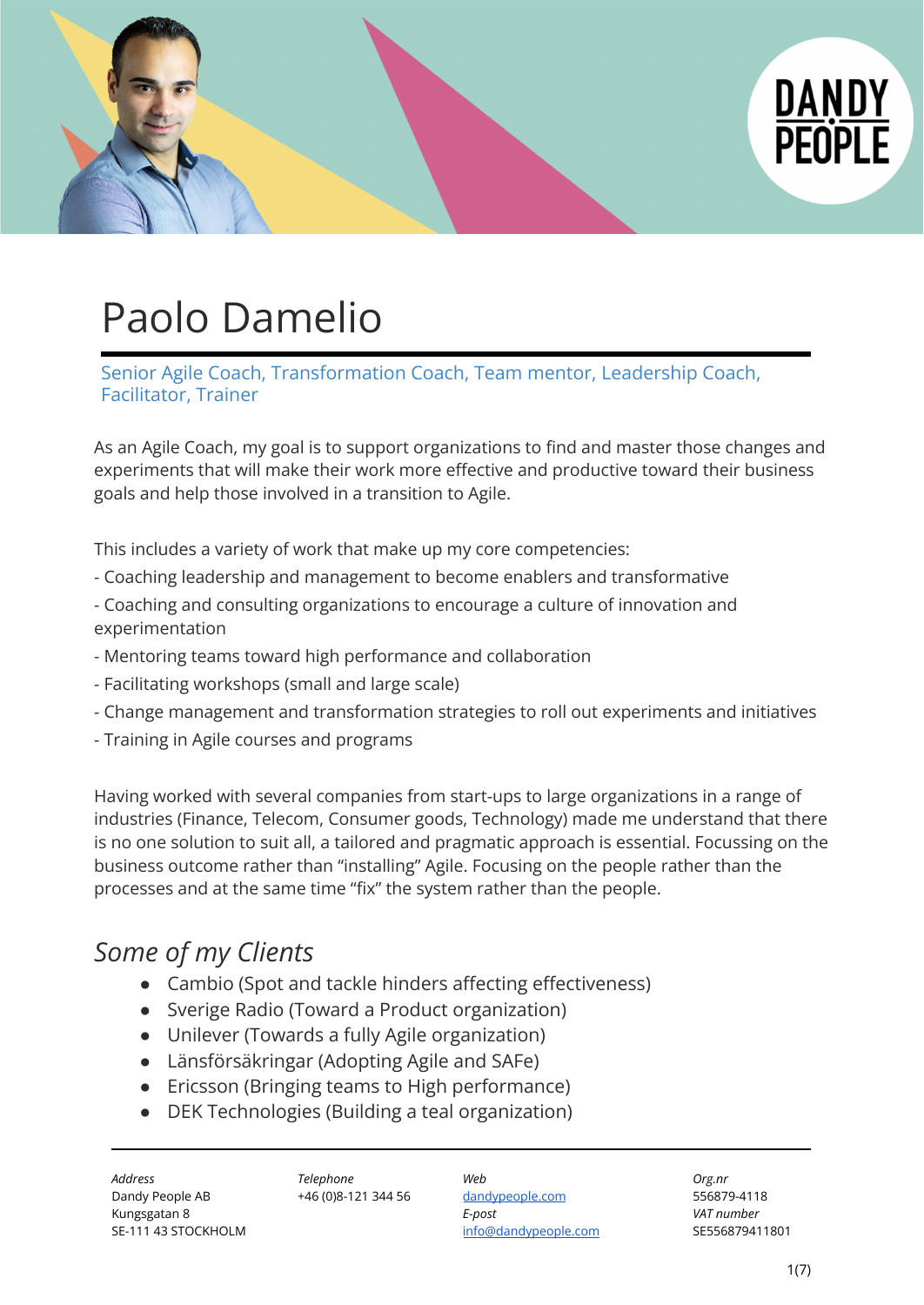# Paolo Damelio

Senior Agile Coach, Transformation Coach, Team mentor, Leadership Coach, Facilitator, Trainer

As an Agile Coach, my goal is to support organizations to find and master those changes and experiments that will make their work more effective and productive toward their business goals and help those involved in a transition to Agile.

This includes a variety of work that make up my core competencies:

- Coaching leadership and management to become enablers and transformative
- Coaching and consulting organizations to encourage a culture of innovation and experimentation
- Mentoring teams toward high performance and collaboration
- Facilitating workshops (small and large scale)
- Change management and transformation strategies to roll out experiments and initiatives
- Training in Agile courses and programs

Having worked with several companies from start-ups to large organizations in a range of industries (Finance, Telecom, Consumer goods, Technology) made me understand that there is no one solution to suit all, a tailored and pragmatic approach is essential. Focussing on the business outcome rather than "installing" Agile. Focusing on the people rather than the processes and at the same time "fix" the system rather than the people.

## *Some of my Clients*

- Cambio (Spot and tackle hinders affecting effectiveness)
- Sverige Radio (Toward a Product organization)
- Unilever (Towards a fully Agile organization)
- Länsförsäkringar (Adopting Agile and SAFe)
- Ericsson (Bringing teams to High performance)
- DEK Technologies (Building a teal organization)

| *Address* | *Telephone* | *Web* | *Org.nr* |
|---|---|---|---|
| Dandy People AB | +46 (0)8-121 344 56 | dandypeople.com | 556879-4118 |
| Kungsgatan 8 | | *E-post* | *VAT number* |
| SE-111 43 STOCKHOLM | | info@dandypeople.com | SE556879411801 |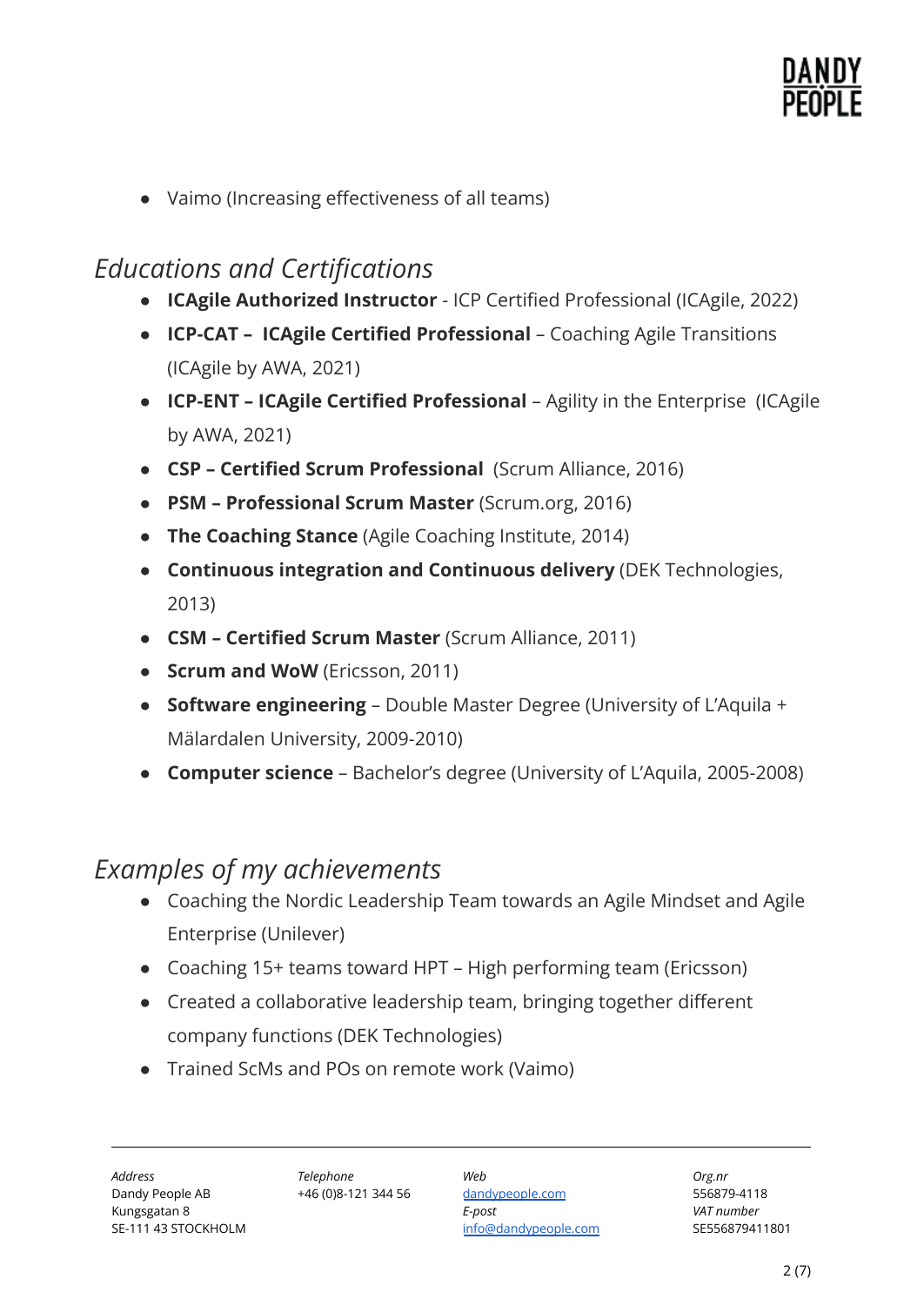- Vaimo (Increasing effectiveness of all teams)

## *Educations and Certifications*

- **ICAgile Authorized Instructor** - ICP Certified Professional (ICAgile, 2022)
- **ICP-CAT – ICAgile Certified Professional** – Coaching Agile Transitions (ICAgile by AWA, 2021)
- **ICP-ENT – ICAgile Certified Professional** – Agility in the Enterprise (ICAgile by AWA, 2021)
- **CSP – Certified Scrum Professional** (Scrum Alliance, 2016)
- **PSM – Professional Scrum Master** (Scrum.org, 2016)
- **The Coaching Stance** (Agile Coaching Institute, 2014)
- **Continuous integration and Continuous delivery** (DEK Technologies, 2013)
- **CSM – Certified Scrum Master** (Scrum Alliance, 2011)
- **Scrum and WoW** (Ericsson, 2011)
- **Software engineering** – Double Master Degree (University of L'Aquila + Mälardalen University, 2009-2010)
- **Computer science** – Bachelor's degree (University of L'Aquila, 2005-2008)

## *Examples of my achievements*

- Coaching the Nordic Leadership Team towards an Agile Mindset and Agile Enterprise (Unilever)
- Coaching 15+ teams toward HPT – High performing team (Ericsson)
- Created a collaborative leadership team, bringing together different company functions (DEK Technologies)
- Trained ScMs and POs on remote work (Vaimo)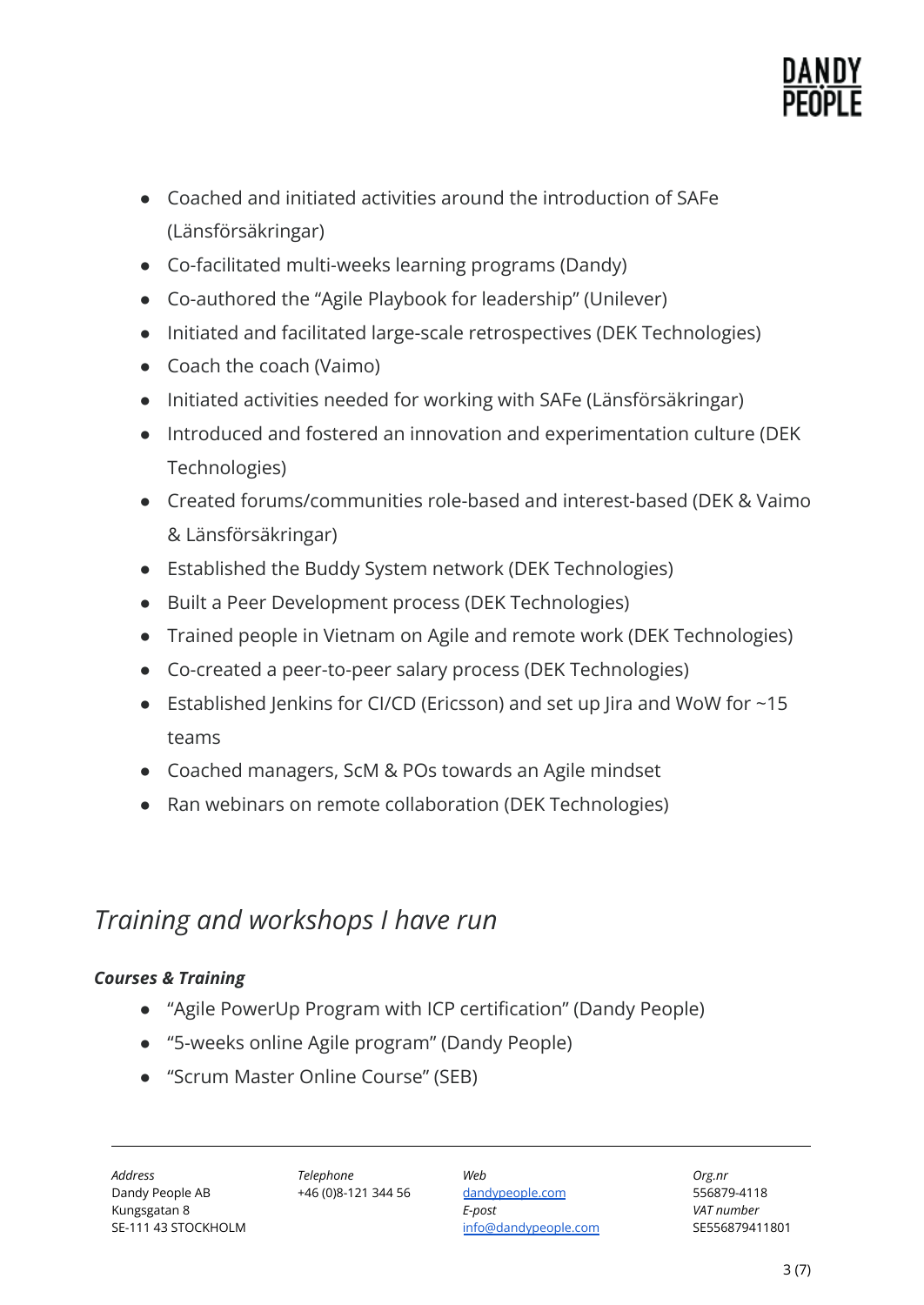- Coached and initiated activities around the introduction of SAFe (Länsförsäkringar)
- Co-facilitated multi-weeks learning programs (Dandy)
- Co-authored the "Agile Playbook for leadership" (Unilever)
- Initiated and facilitated large-scale retrospectives (DEK Technologies)
- Coach the coach (Vaimo)
- Initiated activities needed for working with SAFe (Länsförsäkringar)
- Introduced and fostered an innovation and experimentation culture (DEK Technologies)
- Created forums/communities role-based and interest-based (DEK & Vaimo & Länsförsäkringar)
- Established the Buddy System network (DEK Technologies)
- Built a Peer Development process (DEK Technologies)
- Trained people in Vietnam on Agile and remote work (DEK Technologies)
- Co-created a peer-to-peer salary process (DEK Technologies)
- Established Jenkins for CI/CD (Ericsson) and set up Jira and WoW for ~15 teams
- Coached managers, ScM & POs towards an Agile mindset
- Ran webinars on remote collaboration (DEK Technologies)

## *Training and workshops I have run*

***Courses & Training***

- "Agile PowerUp Program with ICP certification" (Dandy People)
- "5-weeks online Agile program" (Dandy People)
- "Scrum Master Online Course" (SEB)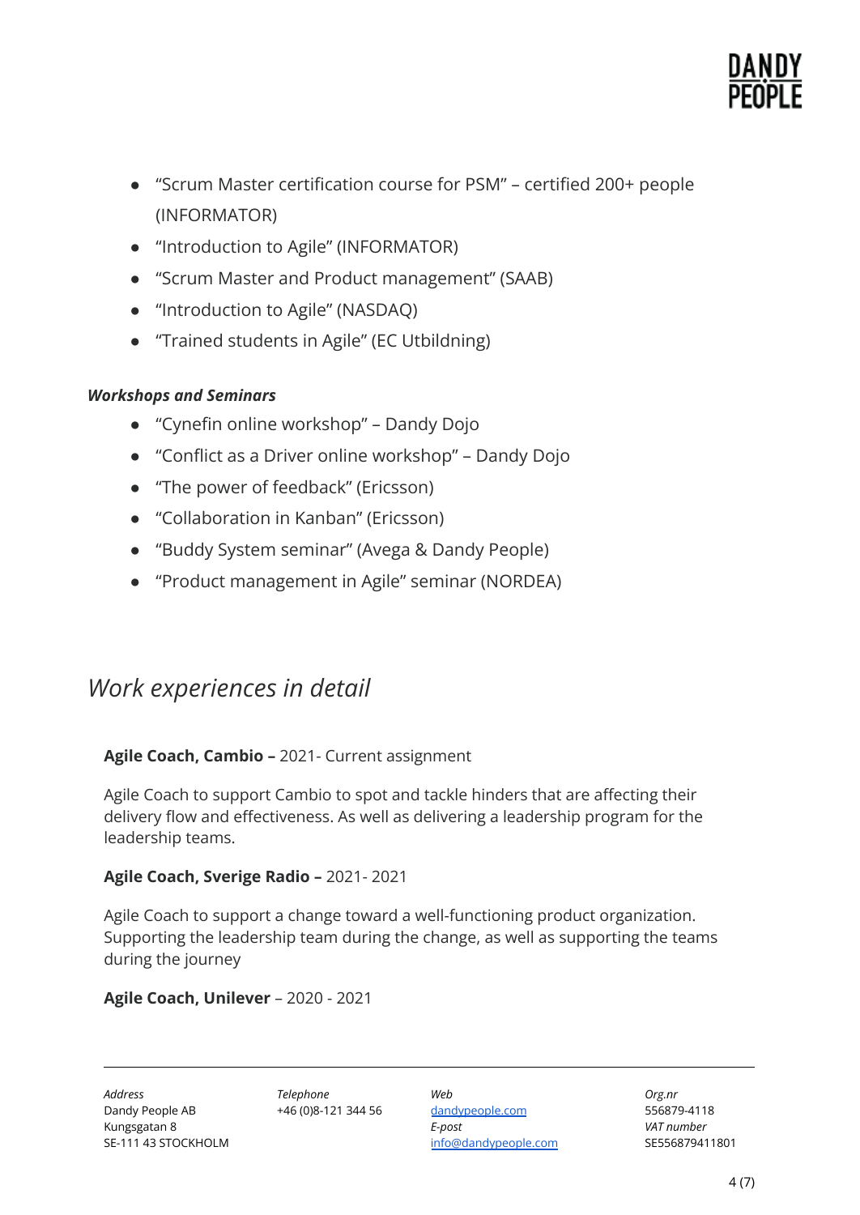- “Scrum Master certification course for PSM” – certified 200+ people (INFORMATOR)
- “Introduction to Agile” (INFORMATOR)
- “Scrum Master and Product management” (SAAB)
- “Introduction to Agile” (NASDAQ)
- “Trained students in Agile” (EC Utbildning)

***Workshops and Seminars***

- “Cynefin online workshop” – Dandy Dojo
- “Conflict as a Driver online workshop” – Dandy Dojo
- “The power of feedback” (Ericsson)
- “Collaboration in Kanban” (Ericsson)
- “Buddy System seminar” (Avega & Dandy People)
- “Product management in Agile” seminar (NORDEA)

## *Work experiences in detail*

**Agile Coach, Cambio –** 2021- Current assignment

Agile Coach to support Cambio to spot and tackle hinders that are affecting their delivery flow and effectiveness. As well as delivering a leadership program for the leadership teams.

**Agile Coach, Sverige Radio –** 2021- 2021

Agile Coach to support a change toward a well-functioning product organization. Supporting the leadership team during the change, as well as supporting the teams during the journey

**Agile Coach, Unilever** – 2020 - 2021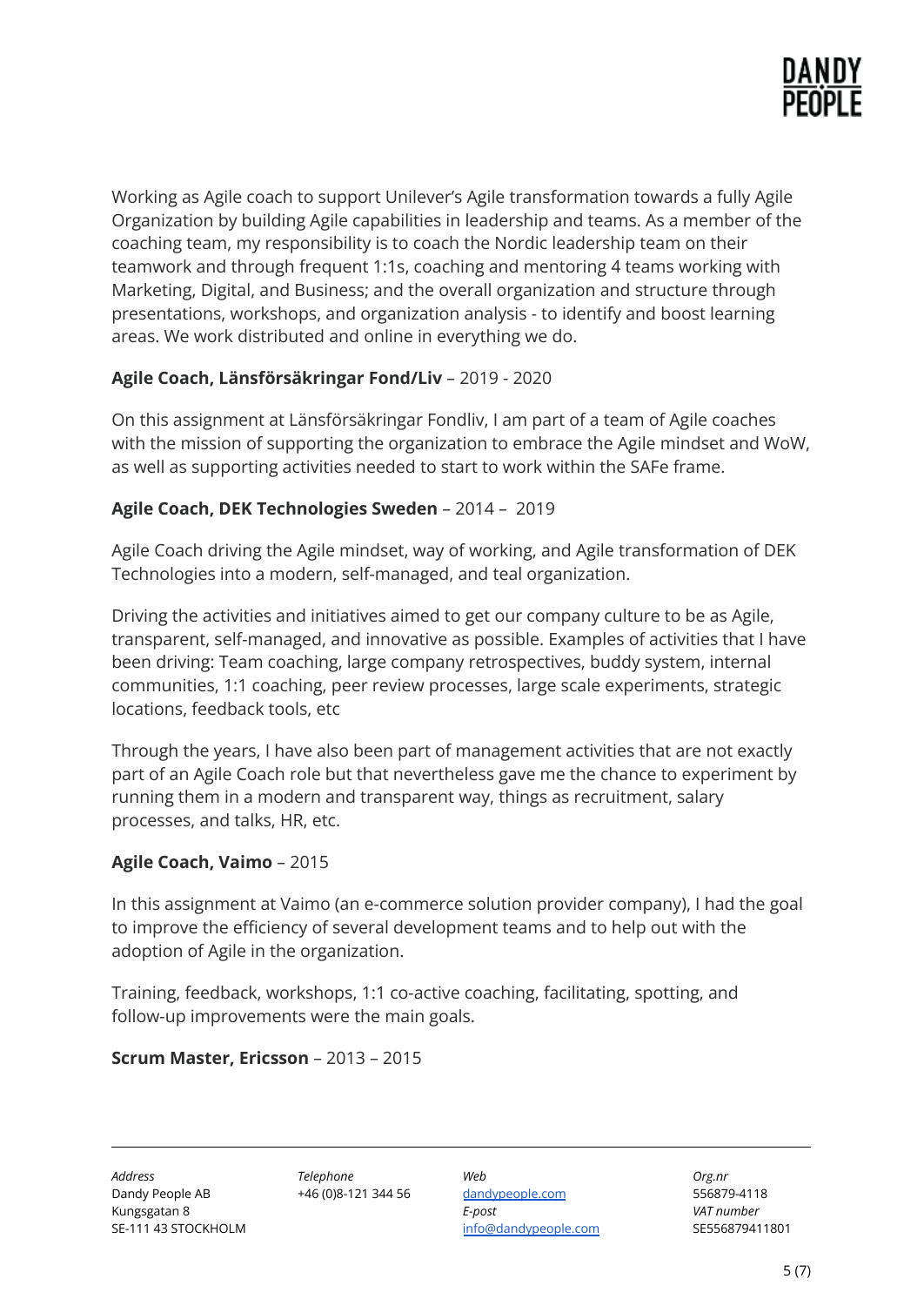Working as Agile coach to support Unilever's Agile transformation towards a fully Agile Organization by building Agile capabilities in leadership and teams. As a member of the coaching team, my responsibility is to coach the Nordic leadership team on their teamwork and through frequent 1:1s, coaching and mentoring 4 teams working with Marketing, Digital, and Business; and the overall organization and structure through presentations, workshops, and organization analysis - to identify and boost learning areas. We work distributed and online in everything we do.

**Agile Coach, Länsförsäkringar Fond/Liv** – 2019 - 2020

On this assignment at Länsförsäkringar Fondliv, I am part of a team of Agile coaches with the mission of supporting the organization to embrace the Agile mindset and WoW, as well as supporting activities needed to start to work within the SAFe frame.

**Agile Coach, DEK Technologies Sweden** – 2014 – 2019

Agile Coach driving the Agile mindset, way of working, and Agile transformation of DEK Technologies into a modern, self-managed, and teal organization.

Driving the activities and initiatives aimed to get our company culture to be as Agile, transparent, self-managed, and innovative as possible. Examples of activities that I have been driving: Team coaching, large company retrospectives, buddy system, internal communities, 1:1 coaching, peer review processes, large scale experiments, strategic locations, feedback tools, etc

Through the years, I have also been part of management activities that are not exactly part of an Agile Coach role but that nevertheless gave me the chance to experiment by running them in a modern and transparent way, things as recruitment, salary processes, and talks, HR, etc.

**Agile Coach, Vaimo** – 2015

In this assignment at Vaimo (an e-commerce solution provider company), I had the goal to improve the efficiency of several development teams and to help out with the adoption of Agile in the organization.

Training, feedback, workshops, 1:1 co-active coaching, facilitating, spotting, and follow-up improvements were the main goals.

**Scrum Master, Ericsson** – 2013 – 2015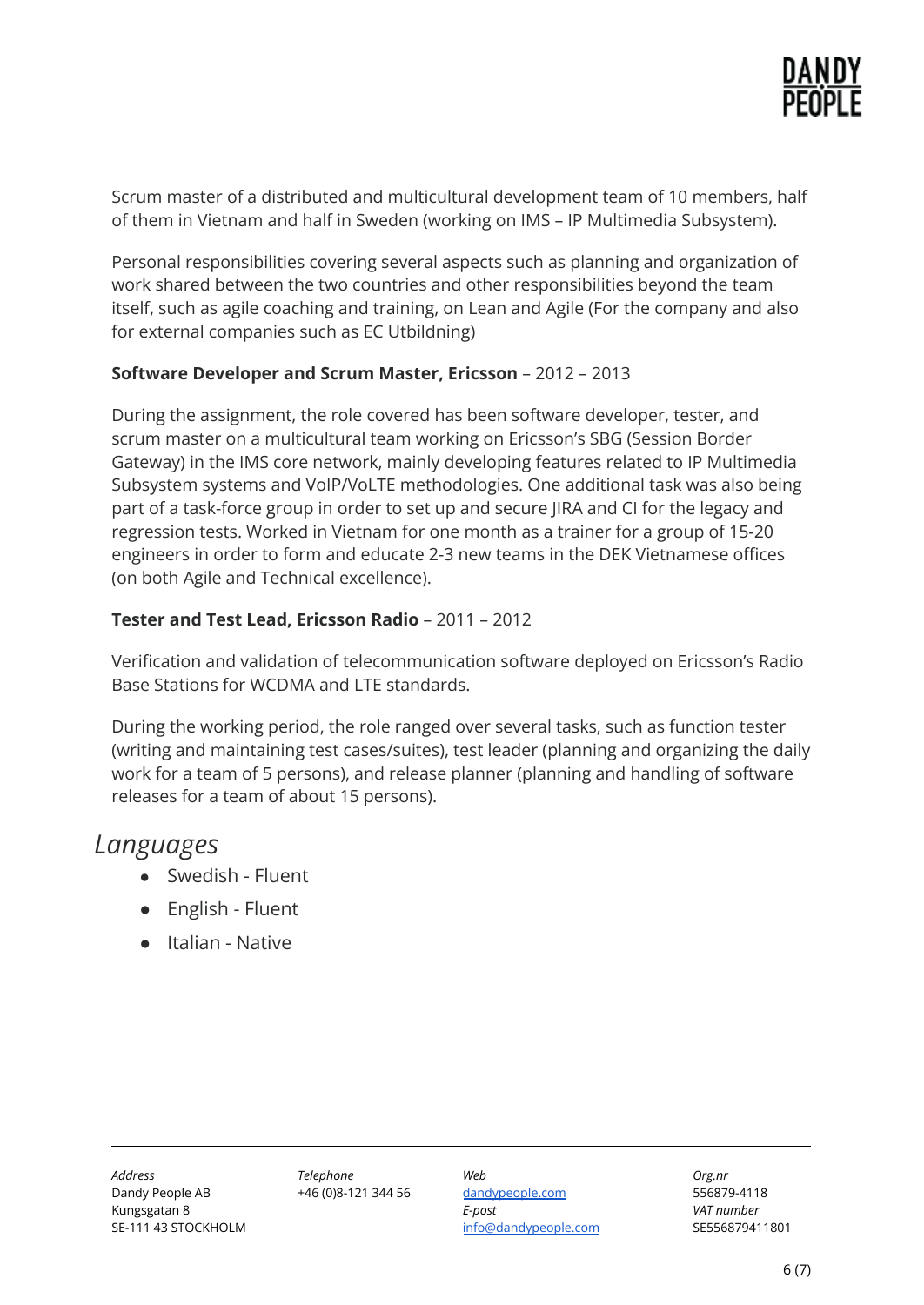Scrum master of a distributed and multicultural development team of 10 members, half of them in Vietnam and half in Sweden (working on IMS – IP Multimedia Subsystem).

Personal responsibilities covering several aspects such as planning and organization of work shared between the two countries and other responsibilities beyond the team itself, such as agile coaching and training, on Lean and Agile (For the company and also for external companies such as EC Utbildning)

**Software Developer and Scrum Master, Ericsson** – 2012 – 2013

During the assignment, the role covered has been software developer, tester, and scrum master on a multicultural team working on Ericsson's SBG (Session Border Gateway) in the IMS core network, mainly developing features related to IP Multimedia Subsystem systems and VoIP/VoLTE methodologies. One additional task was also being part of a task-force group in order to set up and secure JIRA and CI for the legacy and regression tests. Worked in Vietnam for one month as a trainer for a group of 15-20 engineers in order to form and educate 2-3 new teams in the DEK Vietnamese offices (on both Agile and Technical excellence).

**Tester and Test Lead, Ericsson Radio** – 2011 – 2012

Verification and validation of telecommunication software deployed on Ericsson's Radio Base Stations for WCDMA and LTE standards.

During the working period, the role ranged over several tasks, such as function tester (writing and maintaining test cases/suites), test leader (planning and organizing the daily work for a team of 5 persons), and release planner (planning and handling of software releases for a team of about 15 persons).

## *Languages*

- Swedish - Fluent
- English - Fluent
- Italian - Native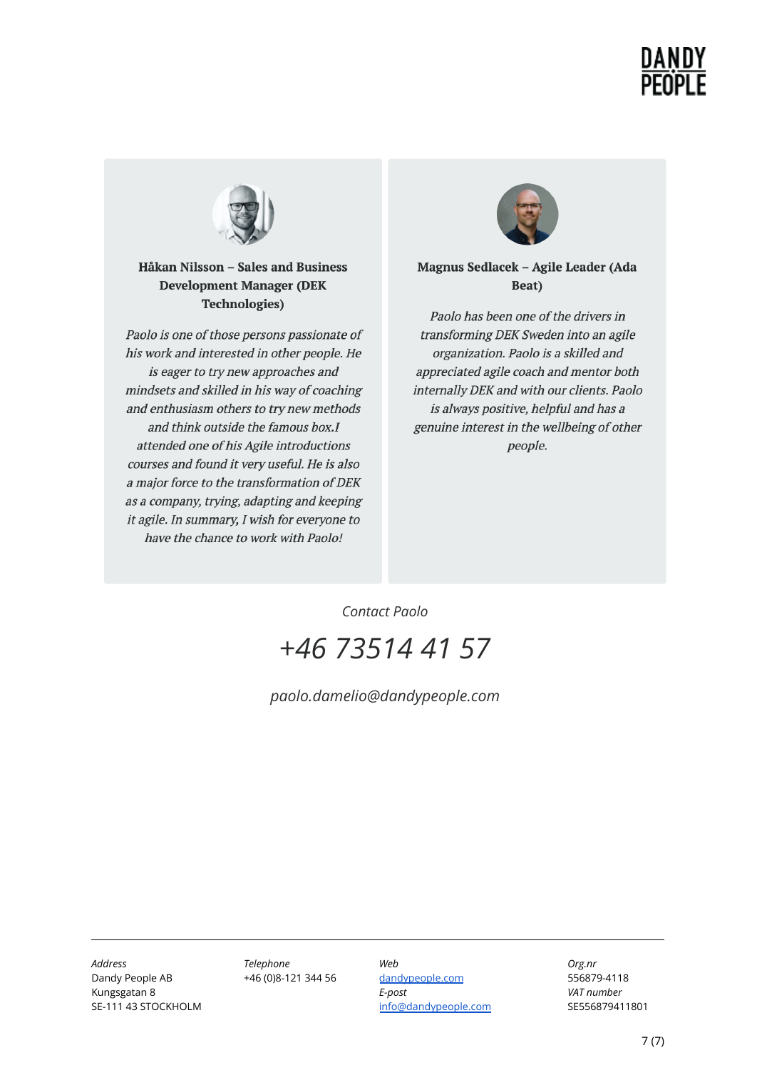**Håkan Nilsson – Sales and Business Development Manager (DEK Technologies)**

*Paolo is one of those persons passionate of his work and interested in other people. He is eager to try new approaches and mindsets and skilled in his way of coaching and enthusiasm others to try new methods and think outside the famous box.I attended one of his Agile introductions courses and found it very useful. He is also a major force to the transformation of DEK as a company, trying, adapting and keeping it agile. In summary, I wish for everyone to have the chance to work with Paolo!*

**Magnus Sedlacek – Agile Leader (Ada Beat)**

*Paolo has been one of the drivers in transforming DEK Sweden into an agile organization. Paolo is a skilled and appreciated agile coach and mentor both internally DEK and with our clients. Paolo is always positive, helpful and has a genuine interest in the wellbeing of other people.*

*Contact Paolo*

## *+46 73514 41 57*

*paolo.damelio@dandypeople.com*

| | | | |
|---|---|---|---|
| *Address* | *Telephone* | *Web* | *Org.nr* |
| Dandy People AB | +46 (0)8-121 344 56 | dandypeople.com | 556879-4118 |
| Kungsgatan 8 | | *E-post* | *VAT number* |
| SE-111 43 STOCKHOLM | | info@dandypeople.com | SE556879411801 |